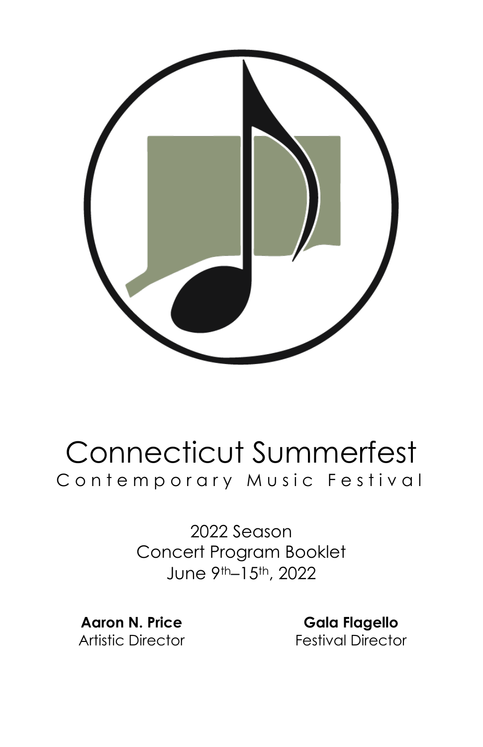# Connecticut Summerfest

## Contemporary Music Festival

2022 Season
Concert Program Booklet
June 9th–15th, 2022

**Aaron N. Price**
Artistic Director

**Gala Flagello**
Festival Director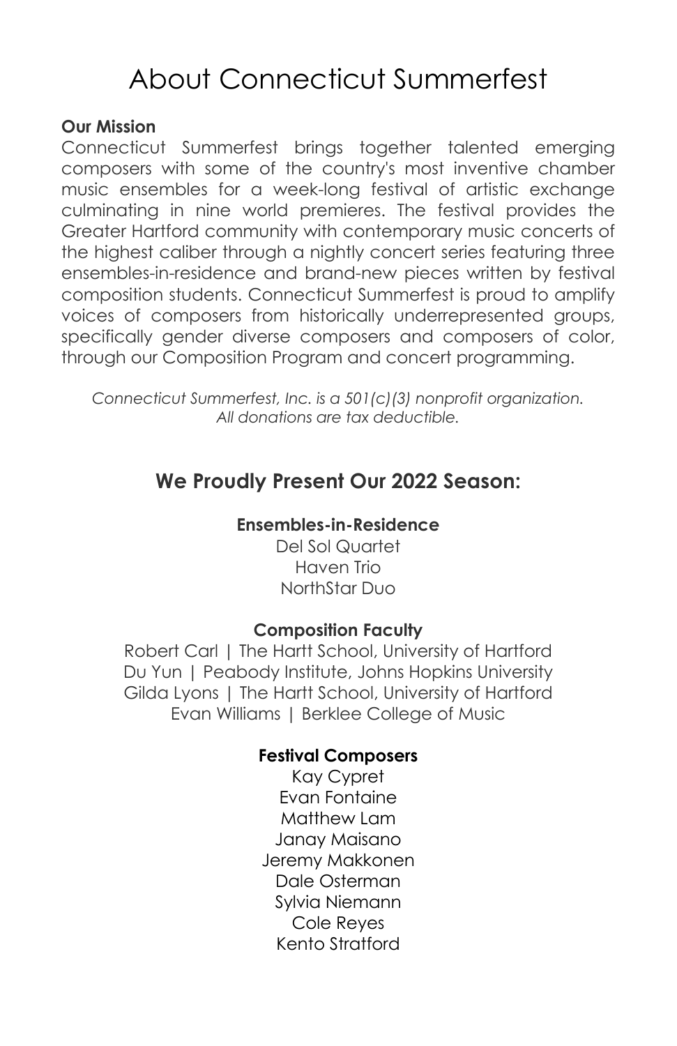# About Connecticut Summerfest

**Our Mission**

Connecticut Summerfest brings together talented emerging composers with some of the country's most inventive chamber music ensembles for a week-long festival of artistic exchange culminating in nine world premieres. The festival provides the Greater Hartford community with contemporary music concerts of the highest caliber through a nightly concert series featuring three ensembles-in-residence and brand-new pieces written by festival composition students. Connecticut Summerfest is proud to amplify voices of composers from historically underrepresented groups, specifically gender diverse composers and composers of color, through our Composition Program and concert programming.

*Connecticut Summerfest, Inc. is a 501(c)(3) nonprofit organization.*
*All donations are tax deductible.*

## We Proudly Present Our 2022 Season:

**Ensembles-in-Residence**

Del Sol Quartet
Haven Trio
NorthStar Duo

**Composition Faculty**

Robert Carl | The Hartt School, University of Hartford
Du Yun | Peabody Institute, Johns Hopkins University
Gilda Lyons | The Hartt School, University of Hartford
Evan Williams | Berklee College of Music

**Festival Composers**

Kay Cypret
Evan Fontaine
Matthew Lam
Janay Maisano
Jeremy Makkonen
Dale Osterman
Sylvia Niemann
Cole Reyes
Kento Stratford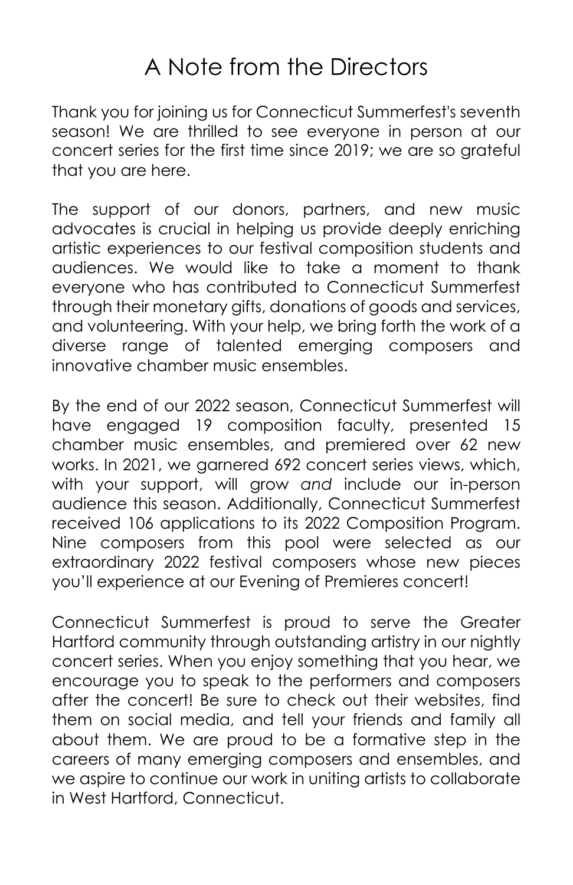# A Note from the Directors

Thank you for joining us for Connecticut Summerfest's seventh season! We are thrilled to see everyone in person at our concert series for the first time since 2019; we are so grateful that you are here.

The support of our donors, partners, and new music advocates is crucial in helping us provide deeply enriching artistic experiences to our festival composition students and audiences. We would like to take a moment to thank everyone who has contributed to Connecticut Summerfest through their monetary gifts, donations of goods and services, and volunteering. With your help, we bring forth the work of a diverse range of talented emerging composers and innovative chamber music ensembles.

By the end of our 2022 season, Connecticut Summerfest will have engaged 19 composition faculty, presented 15 chamber music ensembles, and premiered over 62 new works. In 2021, we garnered 692 concert series views, which, with your support, will grow *and* include our in-person audience this season. Additionally, Connecticut Summerfest received 106 applications to its 2022 Composition Program. Nine composers from this pool were selected as our extraordinary 2022 festival composers whose new pieces you'll experience at our Evening of Premieres concert!

Connecticut Summerfest is proud to serve the Greater Hartford community through outstanding artistry in our nightly concert series. When you enjoy something that you hear, we encourage you to speak to the performers and composers after the concert! Be sure to check out their websites, find them on social media, and tell your friends and family all about them. We are proud to be a formative step in the careers of many emerging composers and ensembles, and we aspire to continue our work in uniting artists to collaborate in West Hartford, Connecticut.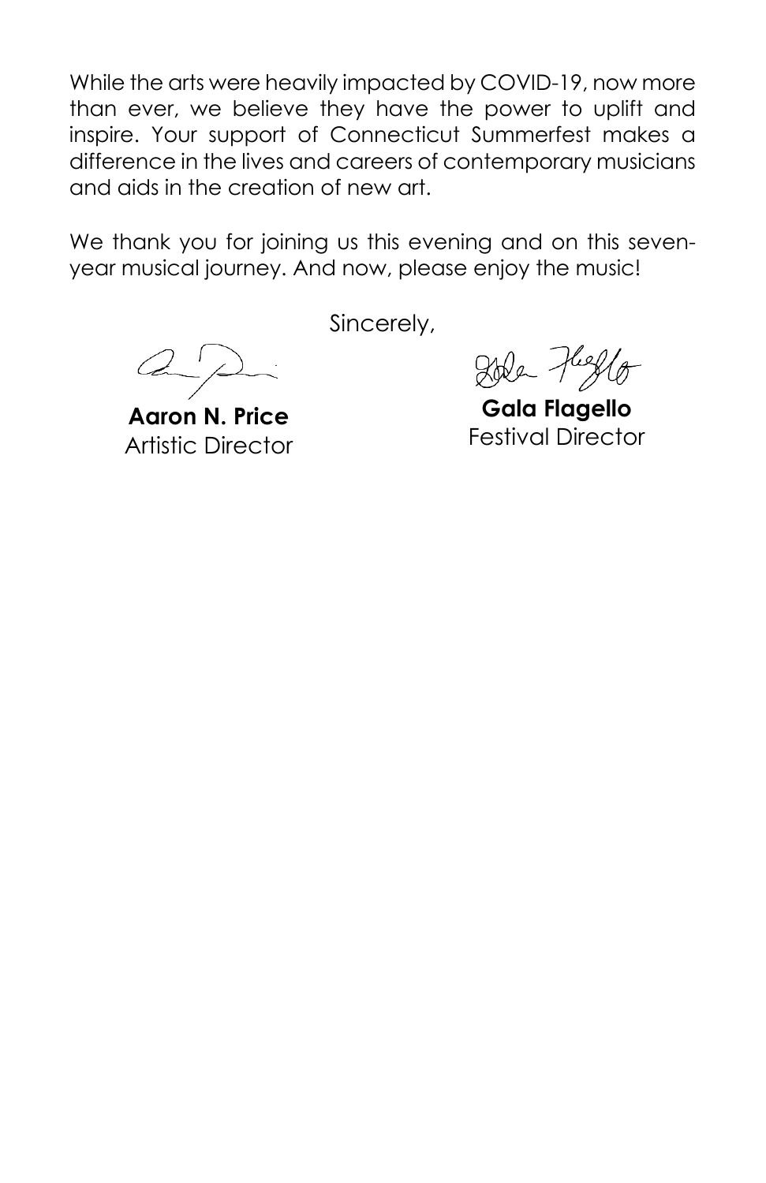While the arts were heavily impacted by COVID-19, now more than ever, we believe they have the power to uplift and inspire. Your support of Connecticut Summerfest makes a difference in the lives and careers of contemporary musicians and aids in the creation of new art.

We thank you for joining us this evening and on this seven-year musical journey. And now, please enjoy the music!

Sincerely,

**Aaron N. Price**
Artistic Director

**Gala Flagello**
Festival Director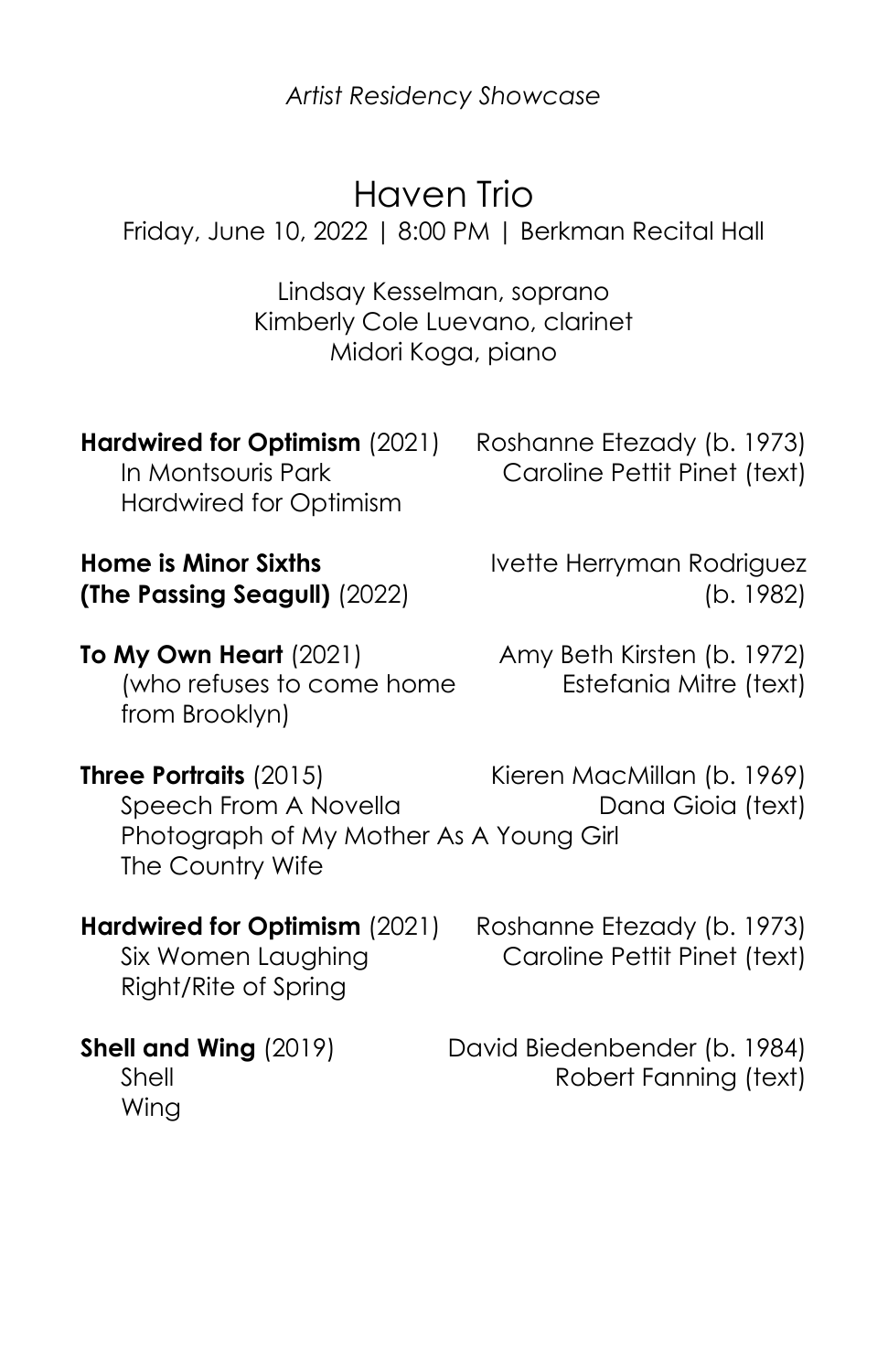*Artist Residency Showcase*

# Haven Trio

Friday, June 10, 2022 | 8:00 PM | Berkman Recital Hall

Lindsay Kesselman, soprano
Kimberly Cole Luevano, clarinet
Midori Koga, piano

**Hardwired for Optimism** (2021) — Roshanne Etezady (b. 1973), Caroline Pettit Pinet (text)
- In Montsouris Park
- Hardwired for Optimism

**Home is Minor Sixths (The Passing Seagull)** (2022) — Ivette Herryman Rodriguez (b. 1982)

**To My Own Heart** (2021) — Amy Beth Kirsten (b. 1972), Estefania Mitre (text)
(who refuses to come home from Brooklyn)

**Three Portraits** (2015) — Kieren MacMillan (b. 1969), Dana Gioia (text)
- Speech From A Novella
- Photograph of My Mother As A Young Girl
- The Country Wife

**Hardwired for Optimism** (2021) — Roshanne Etezady (b. 1973), Caroline Pettit Pinet (text)
- Six Women Laughing
- Right/Rite of Spring

**Shell and Wing** (2019) — David Biedenbender (b. 1984), Robert Fanning (text)
- Shell
- Wing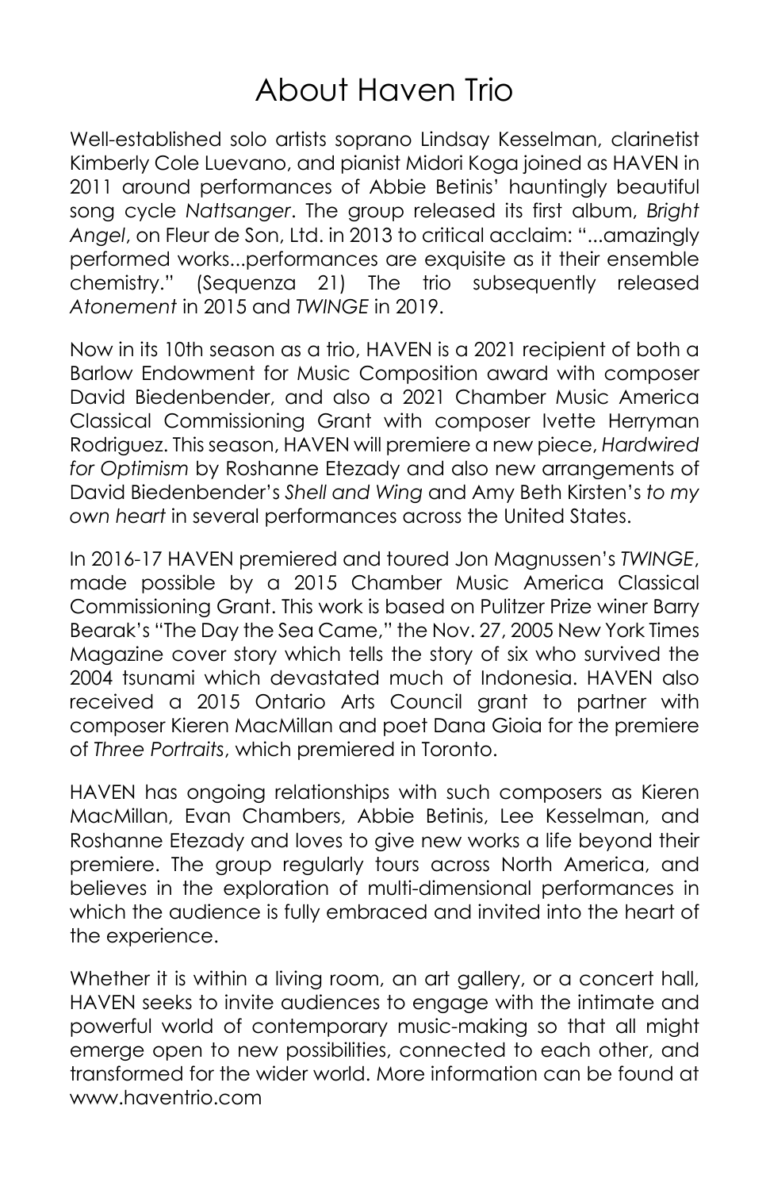# About Haven Trio

Well-established solo artists soprano Lindsay Kesselman, clarinetist Kimberly Cole Luevano, and pianist Midori Koga joined as HAVEN in 2011 around performances of Abbie Betinis' hauntingly beautiful song cycle *Nattsanger*. The group released its first album, *Bright Angel*, on Fleur de Son, Ltd. in 2013 to critical acclaim: "...amazingly performed works...performances are exquisite as it their ensemble chemistry." (Sequenza 21) The trio subsequently released *Atonement* in 2015 and *TWINGE* in 2019.

Now in its 10th season as a trio, HAVEN is a 2021 recipient of both a Barlow Endowment for Music Composition award with composer David Biedenbender, and also a 2021 Chamber Music America Classical Commissioning Grant with composer Ivette Herryman Rodriguez. This season, HAVEN will premiere a new piece, *Hardwired for Optimism* by Roshanne Etezady and also new arrangements of David Biedenbender's *Shell and Wing* and Amy Beth Kirsten's *to my own heart* in several performances across the United States.

In 2016-17 HAVEN premiered and toured Jon Magnussen's *TWINGE*, made possible by a 2015 Chamber Music America Classical Commissioning Grant. This work is based on Pulitzer Prize winer Barry Bearak's "The Day the Sea Came," the Nov. 27, 2005 New York Times Magazine cover story which tells the story of six who survived the 2004 tsunami which devastated much of Indonesia. HAVEN also received a 2015 Ontario Arts Council grant to partner with composer Kieren MacMillan and poet Dana Gioia for the premiere of *Three Portraits*, which premiered in Toronto.

HAVEN has ongoing relationships with such composers as Kieren MacMillan, Evan Chambers, Abbie Betinis, Lee Kesselman, and Roshanne Etezady and loves to give new works a life beyond their premiere. The group regularly tours across North America, and believes in the exploration of multi-dimensional performances in which the audience is fully embraced and invited into the heart of the experience.

Whether it is within a living room, an art gallery, or a concert hall, HAVEN seeks to invite audiences to engage with the intimate and powerful world of contemporary music-making so that all might emerge open to new possibilities, connected to each other, and transformed for the wider world. More information can be found at www.haventrio.com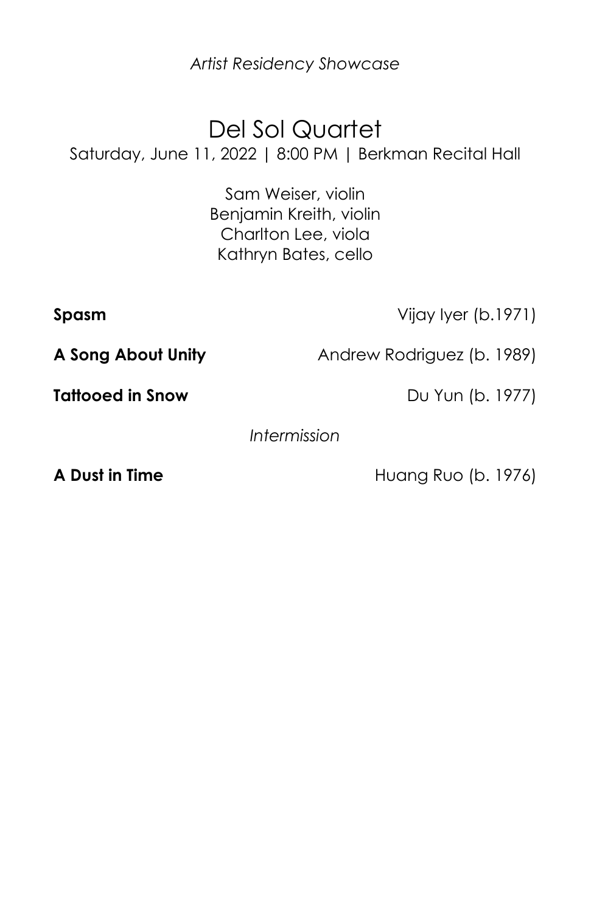*Artist Residency Showcase*

# Del Sol Quartet

Saturday, June 11, 2022 | 8:00 PM | Berkman Recital Hall

Sam Weiser, violin
Benjamin Kreith, violin
Charlton Lee, viola
Kathryn Bates, cello

**Spasm** — Vijay Iyer (b.1971)

**A Song About Unity** — Andrew Rodriguez (b. 1989)

**Tattooed in Snow** — Du Yun (b. 1977)

*Intermission*

**A Dust in Time** — Huang Ruo (b. 1976)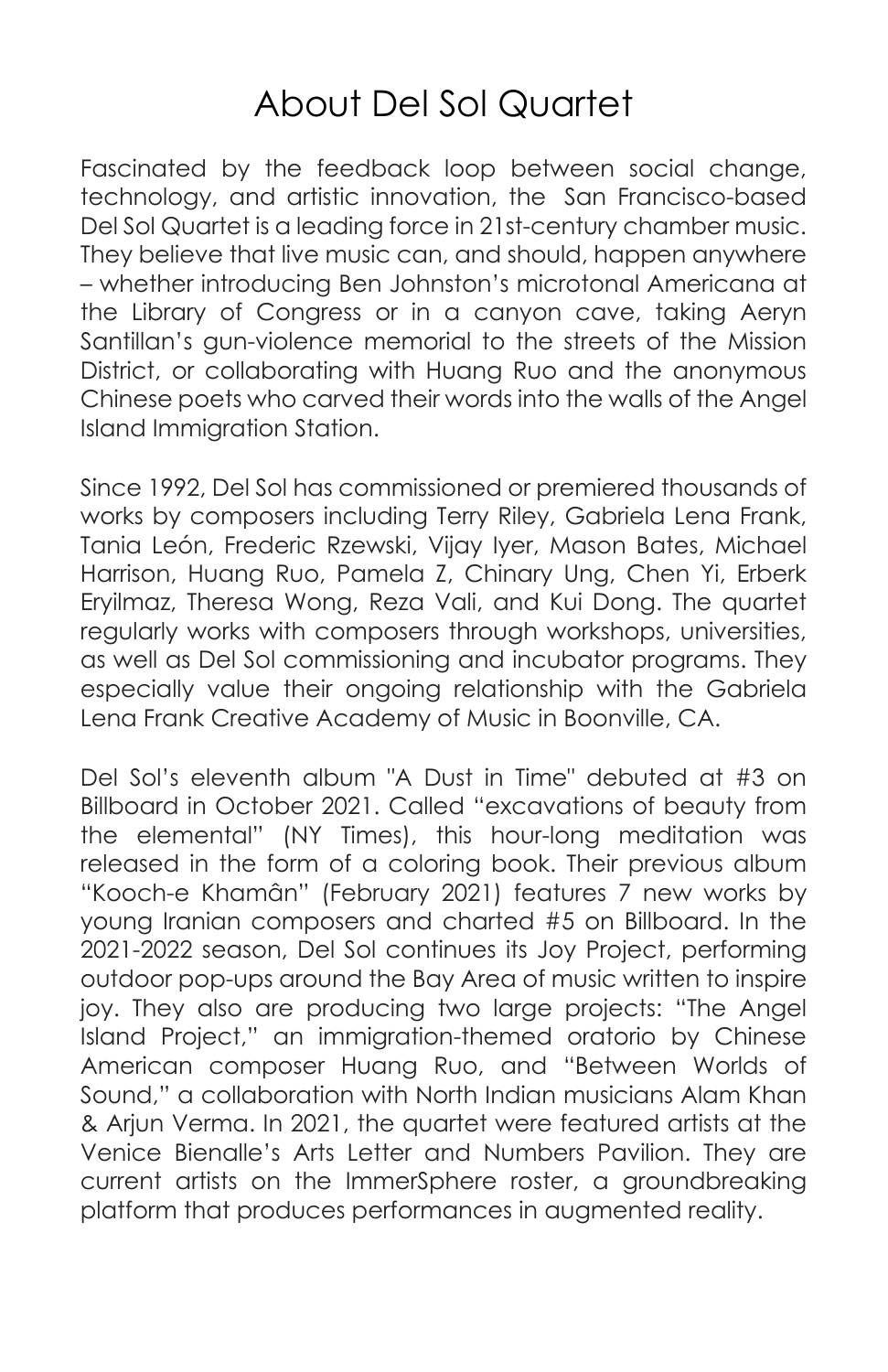# About Del Sol Quartet

Fascinated by the feedback loop between social change, technology, and artistic innovation, the San Francisco-based Del Sol Quartet is a leading force in 21st-century chamber music. They believe that live music can, and should, happen anywhere – whether introducing Ben Johnston's microtonal Americana at the Library of Congress or in a canyon cave, taking Aeryn Santillan's gun-violence memorial to the streets of the Mission District, or collaborating with Huang Ruo and the anonymous Chinese poets who carved their words into the walls of the Angel Island Immigration Station.

Since 1992, Del Sol has commissioned or premiered thousands of works by composers including Terry Riley, Gabriela Lena Frank, Tania León, Frederic Rzewski, Vijay Iyer, Mason Bates, Michael Harrison, Huang Ruo, Pamela Z, Chinary Ung, Chen Yi, Erberk Eryilmaz, Theresa Wong, Reza Vali, and Kui Dong. The quartet regularly works with composers through workshops, universities, as well as Del Sol commissioning and incubator programs. They especially value their ongoing relationship with the Gabriela Lena Frank Creative Academy of Music in Boonville, CA.

Del Sol's eleventh album "A Dust in Time" debuted at #3 on Billboard in October 2021. Called "excavations of beauty from the elemental" (NY Times), this hour-long meditation was released in the form of a coloring book. Their previous album "Kooch-e Khamân" (February 2021) features 7 new works by young Iranian composers and charted #5 on Billboard. In the 2021-2022 season, Del Sol continues its Joy Project, performing outdoor pop-ups around the Bay Area of music written to inspire joy. They also are producing two large projects: "The Angel Island Project," an immigration-themed oratorio by Chinese American composer Huang Ruo, and "Between Worlds of Sound," a collaboration with North Indian musicians Alam Khan & Arjun Verma. In 2021, the quartet were featured artists at the Venice Bienalle's Arts Letter and Numbers Pavilion. They are current artists on the ImmerSphere roster, a groundbreaking platform that produces performances in augmented reality.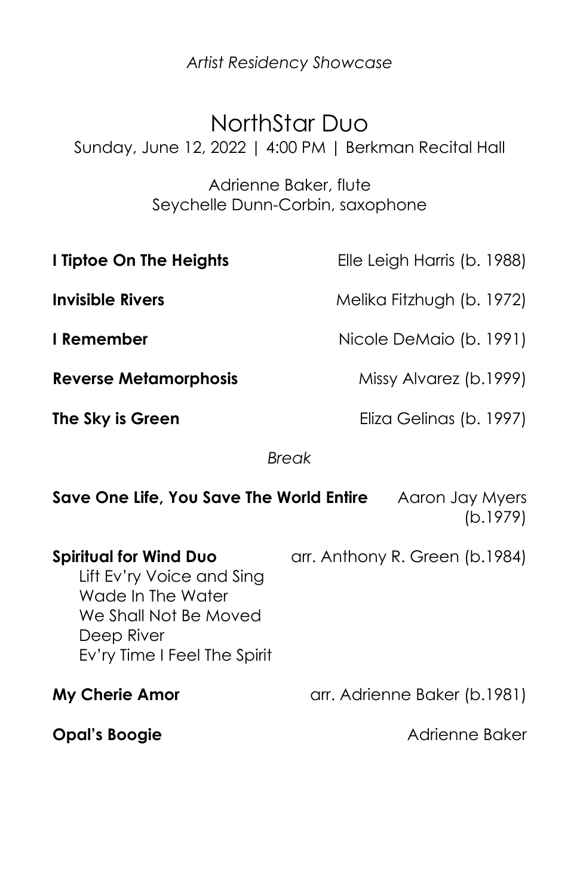*Artist Residency Showcase*

# NorthStar Duo

Sunday, June 12, 2022 | 4:00 PM | Berkman Recital Hall

Adrienne Baker, flute
Seychelle Dunn-Corbin, saxophone

**I Tiptoe On The Heights** — Elle Leigh Harris (b. 1988)

**Invisible Rivers** — Melika Fitzhugh (b. 1972)

**I Remember** — Nicole DeMaio (b. 1991)

**Reverse Metamorphosis** — Missy Alvarez (b.1999)

**The Sky is Green** — Eliza Gelinas (b. 1997)

*Break*

**Save One Life, You Save The World Entire** — Aaron Jay Myers (b.1979)

**Spiritual for Wind Duo** — arr. Anthony R. Green (b.1984)

- Lift Ev'ry Voice and Sing
- Wade In The Water
- We Shall Not Be Moved
- Deep River
- Ev'ry Time I Feel The Spirit

**My Cherie Amor** — arr. Adrienne Baker (b.1981)

**Opal's Boogie** — Adrienne Baker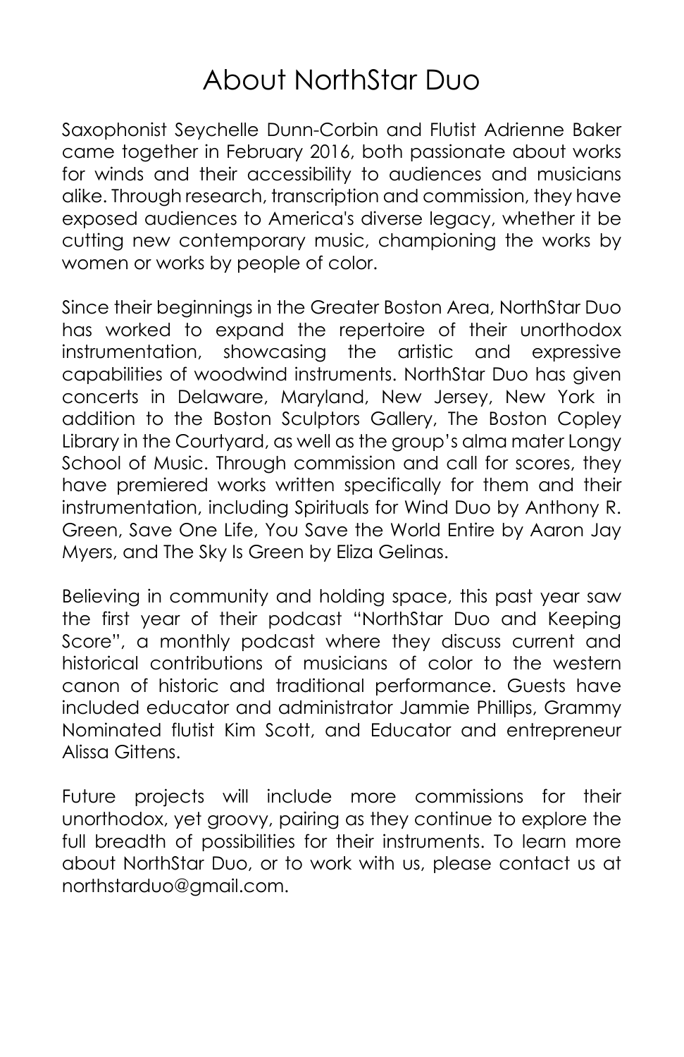# About NorthStar Duo

Saxophonist Seychelle Dunn-Corbin and Flutist Adrienne Baker came together in February 2016, both passionate about works for winds and their accessibility to audiences and musicians alike. Through research, transcription and commission, they have exposed audiences to America's diverse legacy, whether it be cutting new contemporary music, championing the works by women or works by people of color.

Since their beginnings in the Greater Boston Area, NorthStar Duo has worked to expand the repertoire of their unorthodox instrumentation, showcasing the artistic and expressive capabilities of woodwind instruments. NorthStar Duo has given concerts in Delaware, Maryland, New Jersey, New York in addition to the Boston Sculptors Gallery, The Boston Copley Library in the Courtyard, as well as the group's alma mater Longy School of Music. Through commission and call for scores, they have premiered works written specifically for them and their instrumentation, including Spirituals for Wind Duo by Anthony R. Green, Save One Life, You Save the World Entire by Aaron Jay Myers, and The Sky Is Green by Eliza Gelinas.

Believing in community and holding space, this past year saw the first year of their podcast "NorthStar Duo and Keeping Score", a monthly podcast where they discuss current and historical contributions of musicians of color to the western canon of historic and traditional performance. Guests have included educator and administrator Jammie Phillips, Grammy Nominated flutist Kim Scott, and Educator and entrepreneur Alissa Gittens.

Future projects will include more commissions for their unorthodox, yet groovy, pairing as they continue to explore the full breadth of possibilities for their instruments. To learn more about NorthStar Duo, or to work with us, please contact us at northstarduo@gmail.com.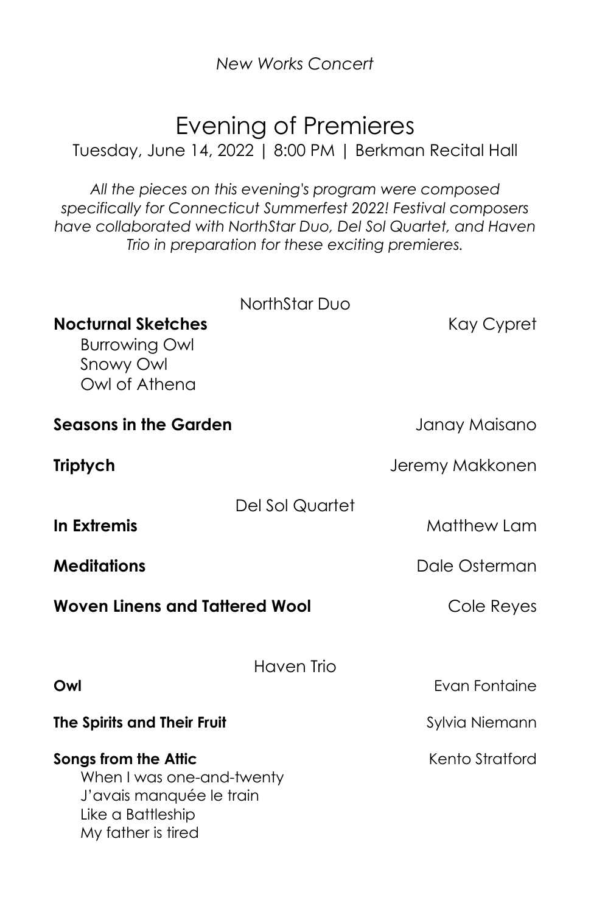*New Works Concert*

# Evening of Premieres

Tuesday, June 14, 2022 | 8:00 PM | Berkman Recital Hall

*All the pieces on this evening's program were composed specifically for Connecticut Summerfest 2022! Festival composers have collaborated with NorthStar Duo, Del Sol Quartet, and Haven Trio in preparation for these exciting premieres.*

## NorthStar Duo

**Nocturnal Sketches** — Kay Cypret
- Burrowing Owl
- Snowy Owl
- Owl of Athena

**Seasons in the Garden** — Janay Maisano

**Triptych** — Jeremy Makkonen

## Del Sol Quartet

**In Extremis** — Matthew Lam

**Meditations** — Dale Osterman

**Woven Linens and Tattered Wool** — Cole Reyes

## Haven Trio

**Owl** — Evan Fontaine

**The Spirits and Their Fruit** — Sylvia Niemann

**Songs from the Attic** — Kento Stratford
- When I was one-and-twenty
- J'avais manquée le train
- Like a Battleship
- My father is tired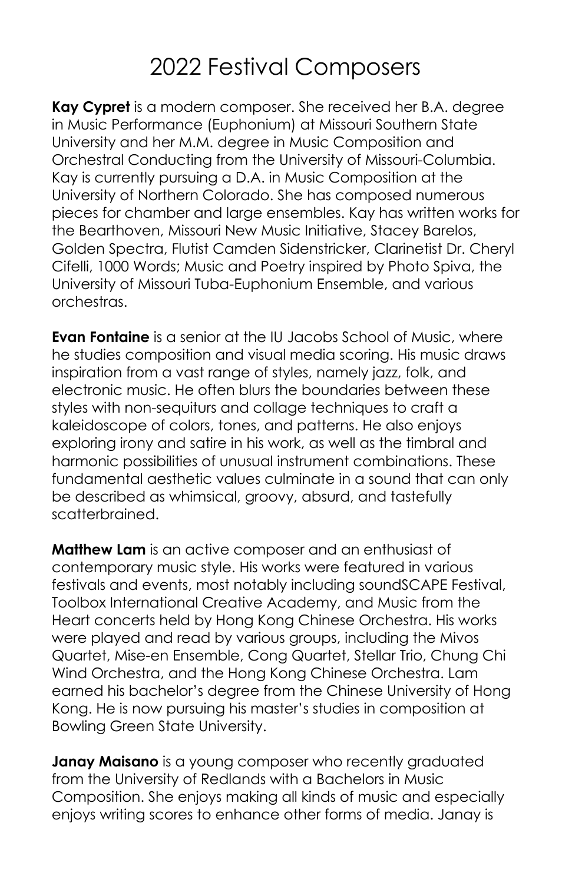# 2022 Festival Composers

**Kay Cypret** is a modern composer. She received her B.A. degree in Music Performance (Euphonium) at Missouri Southern State University and her M.M. degree in Music Composition and Orchestral Conducting from the University of Missouri-Columbia. Kay is currently pursuing a D.A. in Music Composition at the University of Northern Colorado. She has composed numerous pieces for chamber and large ensembles. Kay has written works for the Bearthoven, Missouri New Music Initiative, Stacey Barelos, Golden Spectra, Flutist Camden Sidenstricker, Clarinetist Dr. Cheryl Cifelli, 1000 Words; Music and Poetry inspired by Photo Spiva, the University of Missouri Tuba-Euphonium Ensemble, and various orchestras.

**Evan Fontaine** is a senior at the IU Jacobs School of Music, where he studies composition and visual media scoring. His music draws inspiration from a vast range of styles, namely jazz, folk, and electronic music. He often blurs the boundaries between these styles with non-sequiturs and collage techniques to craft a kaleidoscope of colors, tones, and patterns. He also enjoys exploring irony and satire in his work, as well as the timbral and harmonic possibilities of unusual instrument combinations. These fundamental aesthetic values culminate in a sound that can only be described as whimsical, groovy, absurd, and tastefully scatterbrained.

**Matthew Lam** is an active composer and an enthusiast of contemporary music style. His works were featured in various festivals and events, most notably including soundSCAPE Festival, Toolbox International Creative Academy, and Music from the Heart concerts held by Hong Kong Chinese Orchestra. His works were played and read by various groups, including the Mivos Quartet, Mise-en Ensemble, Cong Quartet, Stellar Trio, Chung Chi Wind Orchestra, and the Hong Kong Chinese Orchestra. Lam earned his bachelor's degree from the Chinese University of Hong Kong. He is now pursuing his master's studies in composition at Bowling Green State University.

**Janay Maisano** is a young composer who recently graduated from the University of Redlands with a Bachelors in Music Composition. She enjoys making all kinds of music and especially enjoys writing scores to enhance other forms of media. Janay is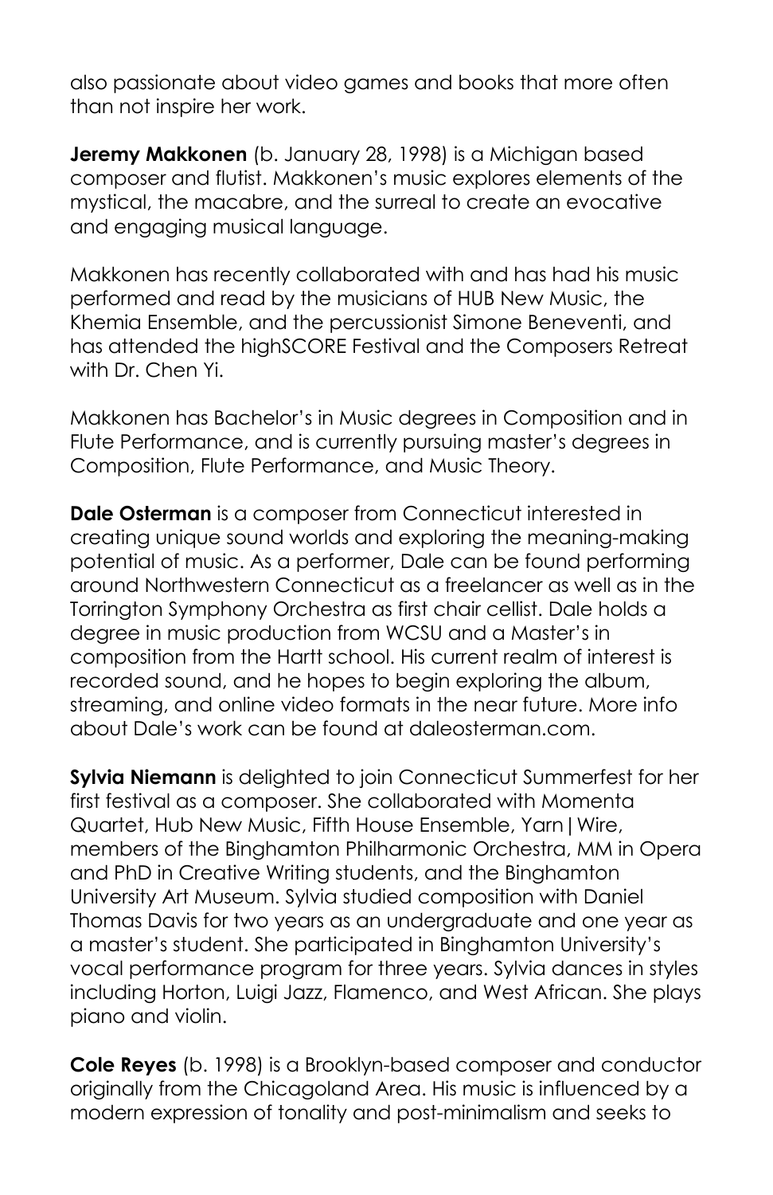also passionate about video games and books that more often than not inspire her work.

**Jeremy Makkonen** (b. January 28, 1998) is a Michigan based composer and flutist. Makkonen's music explores elements of the mystical, the macabre, and the surreal to create an evocative and engaging musical language.

Makkonen has recently collaborated with and has had his music performed and read by the musicians of HUB New Music, the Khemia Ensemble, and the percussionist Simone Beneventi, and has attended the highSCORE Festival and the Composers Retreat with Dr. Chen Yi.

Makkonen has Bachelor's in Music degrees in Composition and in Flute Performance, and is currently pursuing master's degrees in Composition, Flute Performance, and Music Theory.

**Dale Osterman** is a composer from Connecticut interested in creating unique sound worlds and exploring the meaning-making potential of music. As a performer, Dale can be found performing around Northwestern Connecticut as a freelancer as well as in the Torrington Symphony Orchestra as first chair cellist. Dale holds a degree in music production from WCSU and a Master's in composition from the Hartt school. His current realm of interest is recorded sound, and he hopes to begin exploring the album, streaming, and online video formats in the near future. More info about Dale's work can be found at daleosterman.com.

**Sylvia Niemann** is delighted to join Connecticut Summerfest for her first festival as a composer. She collaborated with Momenta Quartet, Hub New Music, Fifth House Ensemble, Yarn|Wire, members of the Binghamton Philharmonic Orchestra, MM in Opera and PhD in Creative Writing students, and the Binghamton University Art Museum. Sylvia studied composition with Daniel Thomas Davis for two years as an undergraduate and one year as a master's student. She participated in Binghamton University's vocal performance program for three years. Sylvia dances in styles including Horton, Luigi Jazz, Flamenco, and West African. She plays piano and violin.

**Cole Reyes** (b. 1998) is a Brooklyn-based composer and conductor originally from the Chicagoland Area. His music is influenced by a modern expression of tonality and post-minimalism and seeks to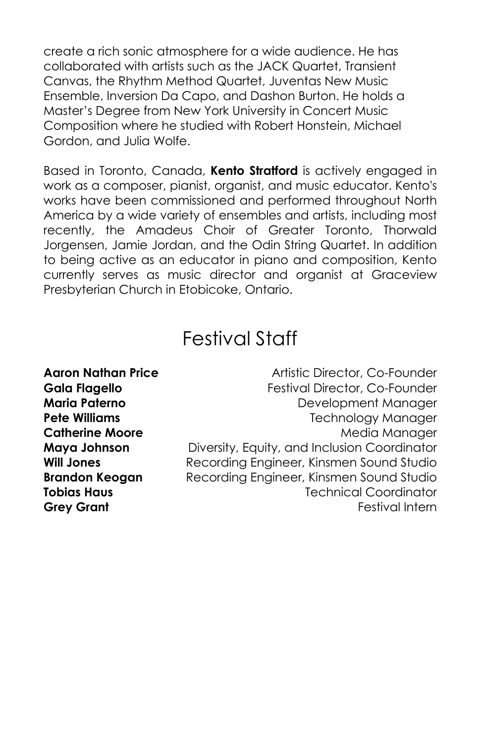create a rich sonic atmosphere for a wide audience. He has collaborated with artists such as the JACK Quartet, Transient Canvas, the Rhythm Method Quartet, Juventas New Music Ensemble, Inversion Da Capo, and Dashon Burton. He holds a Master's Degree from New York University in Concert Music Composition where he studied with Robert Honstein, Michael Gordon, and Julia Wolfe.

Based in Toronto, Canada, **Kento Stratford** is actively engaged in work as a composer, pianist, organist, and music educator. Kento's works have been commissioned and performed throughout North America by a wide variety of ensembles and artists, including most recently, the Amadeus Choir of Greater Toronto, Thorwald Jorgensen, Jamie Jordan, and the Odin String Quartet. In addition to being active as an educator in piano and composition, Kento currently serves as music director and organist at Graceview Presbyterian Church in Etobicoke, Ontario.

## Festival Staff

**Aaron Nathan Price** — Artistic Director, Co-Founder
**Gala Flagello** — Festival Director, Co-Founder
**Maria Paterno** — Development Manager
**Pete Williams** — Technology Manager
**Catherine Moore** — Media Manager
**Maya Johnson** — Diversity, Equity, and Inclusion Coordinator
**Will Jones** — Recording Engineer, Kinsmen Sound Studio
**Brandon Keogan** — Recording Engineer, Kinsmen Sound Studio
**Tobias Haus** — Technical Coordinator
**Grey Grant** — Festival Intern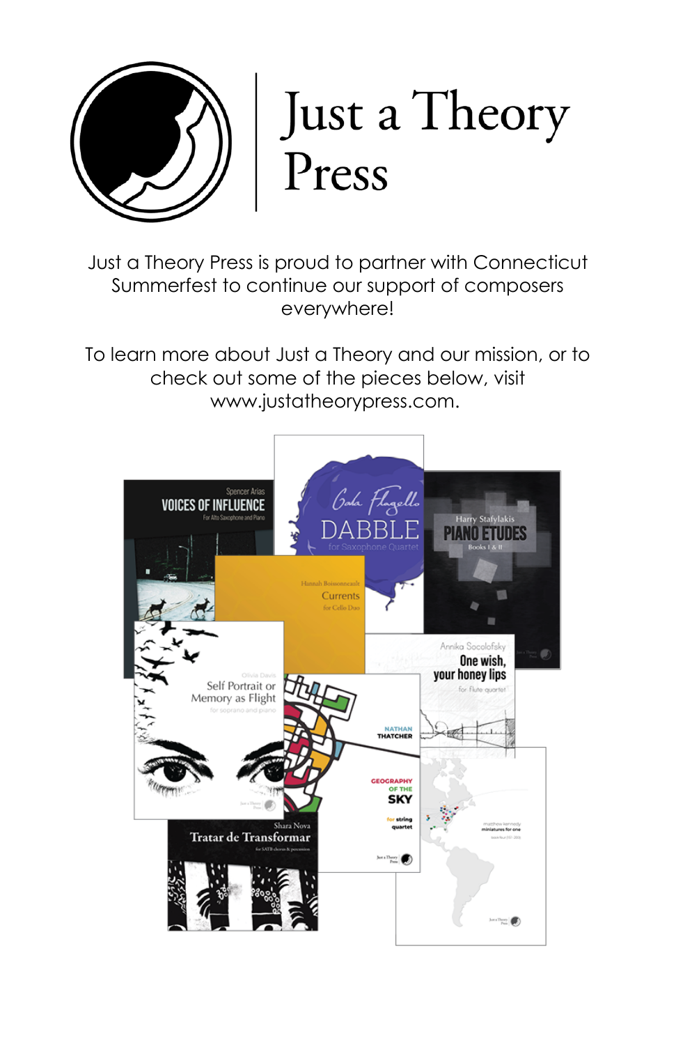# Just a Theory Press

Just a Theory Press is proud to partner with Connecticut Summerfest to continue our support of composers everywhere!

To learn more about Just a Theory and our mission, or to check out some of the pieces below, visit www.justatheorypress.com.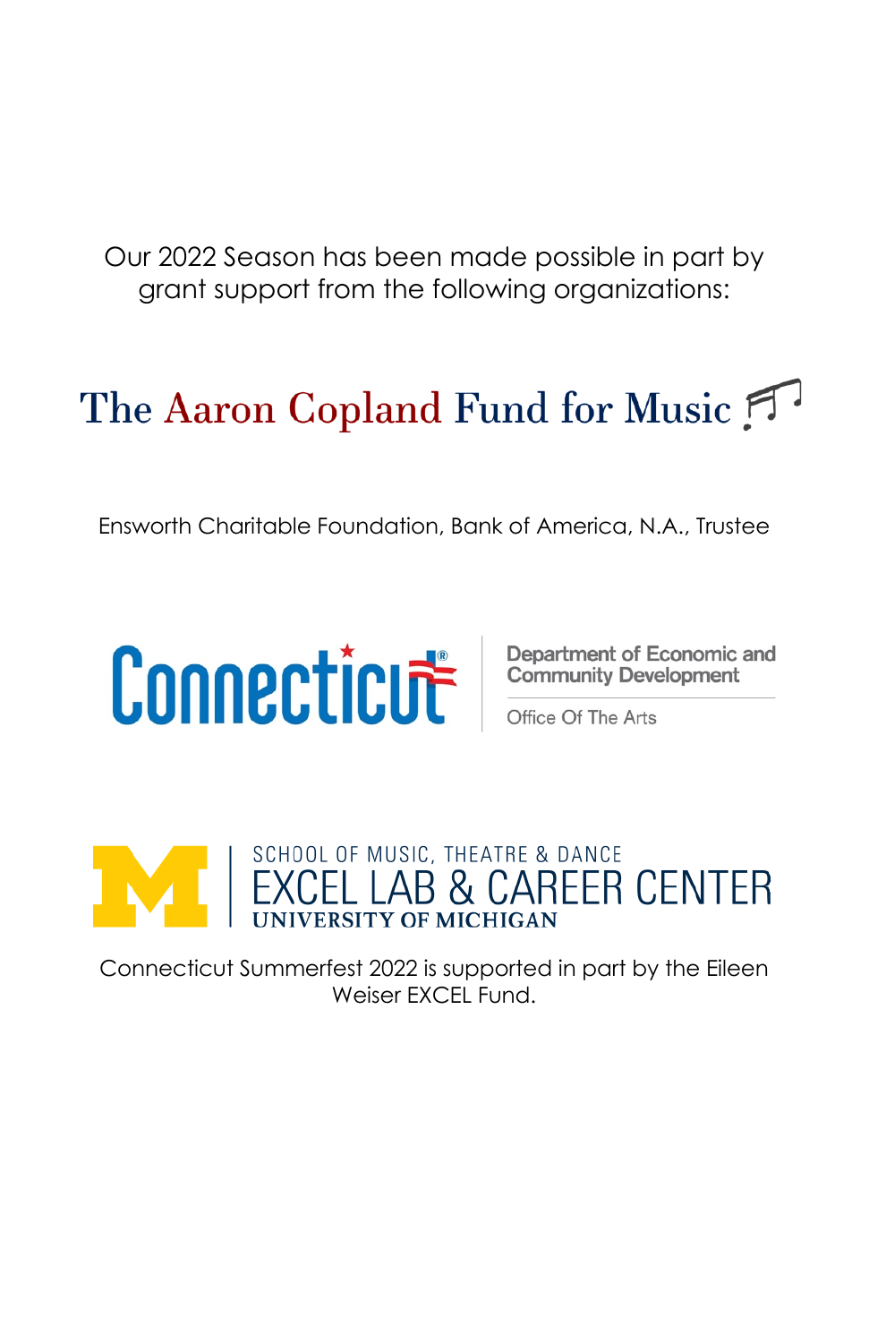Our 2022 Season has been made possible in part by grant support from the following organizations:

The Aaron Copland Fund for Music

Ensworth Charitable Foundation, Bank of America, N.A., Trustee

Connecticut

Department of Economic and Community Development

Office Of The Arts

SCHOOL OF MUSIC, THEATRE & DANCE
EXCEL LAB & CAREER CENTER
UNIVERSITY OF MICHIGAN

Connecticut Summerfest 2022 is supported in part by the Eileen Weiser EXCEL Fund.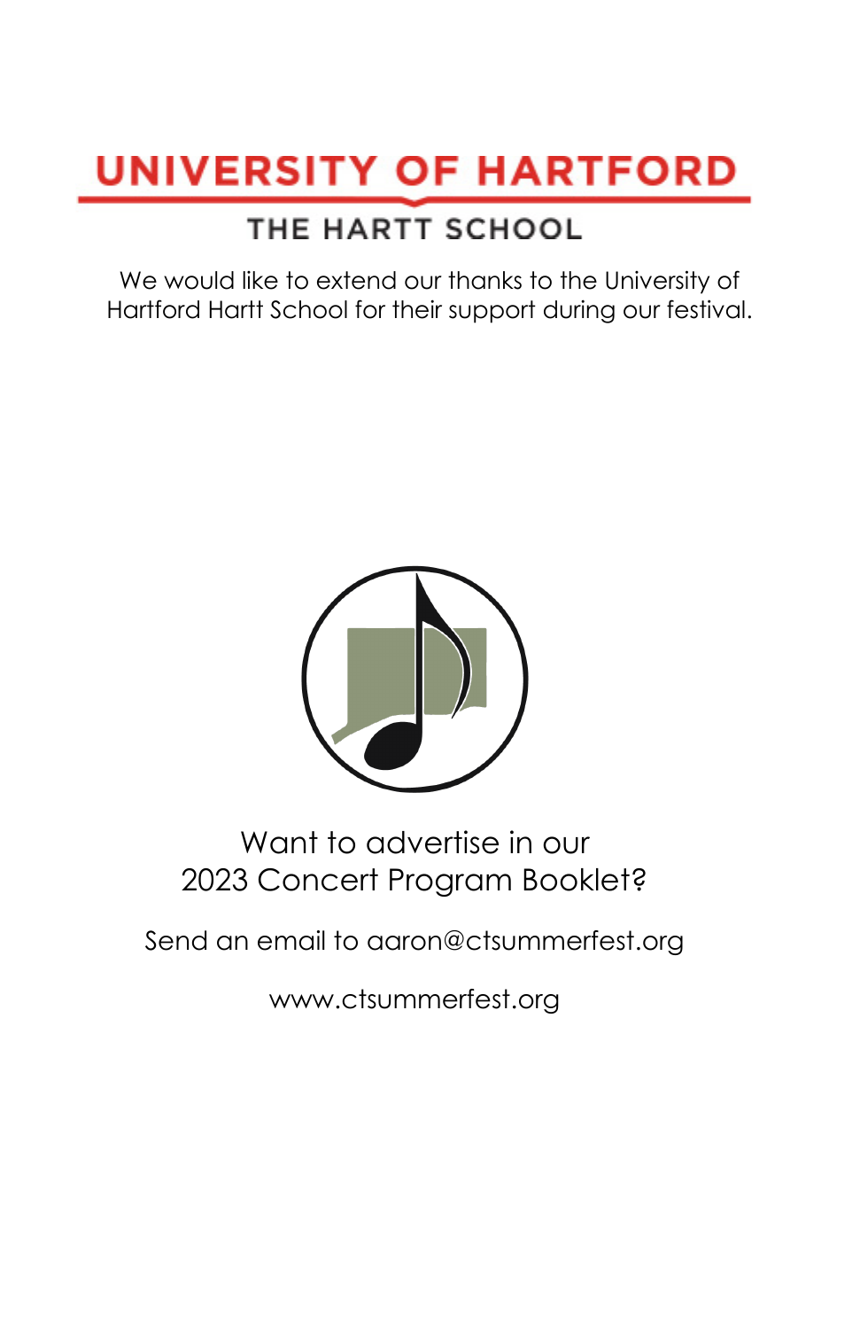UNIVERSITY OF HARTFORD

THE HARTT SCHOOL

We would like to extend our thanks to the University of Hartford Hartt School for their support during our festival.

Want to advertise in our
2023 Concert Program Booklet?

Send an email to aaron@ctsummerfest.org

www.ctsummerfest.org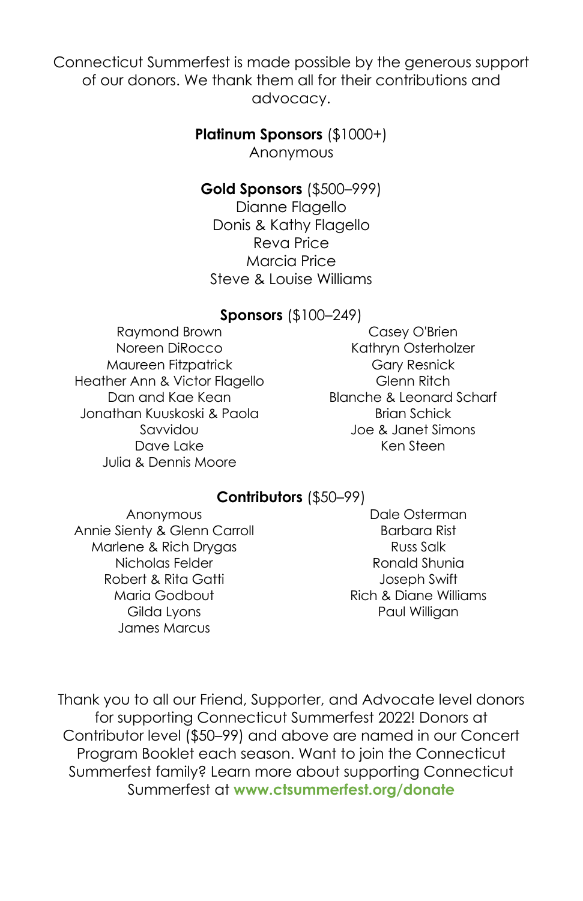Connecticut Summerfest is made possible by the generous support of our donors. We thank them all for their contributions and advocacy.

**Platinum Sponsors** ($1000+)

Anonymous

**Gold Sponsors** ($500–999)

Dianne Flagello
Donis & Kathy Flagello
Reva Price
Marcia Price
Steve & Louise Williams

**Sponsors** ($100–249)

Raymond Brown
Noreen DiRocco
Maureen Fitzpatrick
Heather Ann & Victor Flagello
Dan and Kae Kean
Jonathan Kuuskoski & Paola Savvidou
Dave Lake
Julia & Dennis Moore
Casey O'Brien
Kathryn Osterholzer
Gary Resnick
Glenn Ritch
Blanche & Leonard Scharf
Brian Schick
Joe & Janet Simons
Ken Steen

**Contributors** ($50–99)

Anonymous
Annie Sienty & Glenn Carroll
Marlene & Rich Drygas
Nicholas Felder
Robert & Rita Gatti
Maria Godbout
Gilda Lyons
James Marcus
Dale Osterman
Barbara Rist
Russ Salk
Ronald Shunia
Joseph Swift
Rich & Diane Williams
Paul Willigan

Thank you to all our Friend, Supporter, and Advocate level donors for supporting Connecticut Summerfest 2022! Donors at Contributor level ($50–99) and above are named in our Concert Program Booklet each season. Want to join the Connecticut Summerfest family? Learn more about supporting Connecticut Summerfest at **www.ctsummerfest.org/donate**